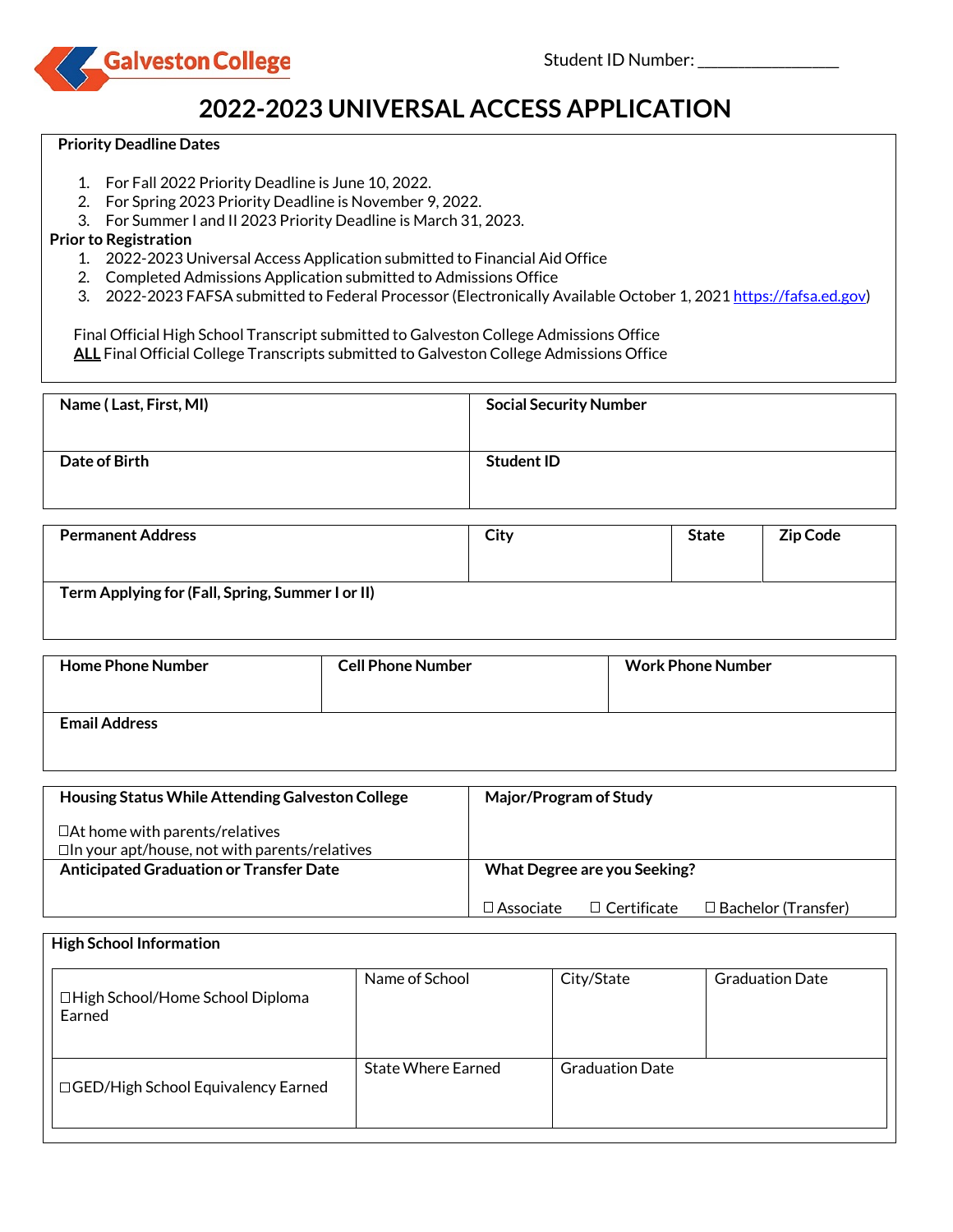Galveston College

Student ID Number: ________________

# 2022-2023 UNIVERSAL ACCESS APPLICATION

**Priority Deadline Dates**

1. For Fall 2022 Priority Deadline is June 10, 2022.
2. For Spring 2023 Priority Deadline is November 9, 2022.
3. For Summer I and II 2023 Priority Deadline is March 31, 2023.

**Prior to Registration**

1. 2022-2023 Universal Access Application submitted to Financial Aid Office
2. Completed Admissions Application submitted to Admissions Office
3. 2022-2023 FAFSA submitted to Federal Processor (Electronically Available October 1, 2021 https://fafsa.ed.gov)

Final Official High School Transcript submitted to Galveston College Admissions Office
**ALL** Final Official College Transcripts submitted to Galveston College Admissions Office

| **Name ( Last, First, MI)** | **Social Security Number** |
|---|---|
| **Date of Birth** | **Student ID** |

| **Permanent Address** | **City** | **State** | **Zip Code** |
|---|---|---|---|
| **Term Applying for (Fall, Spring, Summer I or II)** | | | |

| **Home Phone Number** | **Cell Phone Number** | **Work Phone Number** |
|---|---|---|
| **Email Address** | | |

| **Housing Status While Attending Galveston College** | **Major/Program of Study** |
|---|---|
| ☐At home with parents/relatives<br>☐In your apt/house, not with parents/relatives | |
| **Anticipated Graduation or Transfer Date** | **What Degree are you Seeking?**<br>☐ Associate ☐ Certificate ☐ Bachelor (Transfer) |

**High School Information**

| | | | |
|---|---|---|---|
| ☐High School/Home School Diploma Earned | Name of School | City/State | Graduation Date |
| ☐GED/High School Equivalency Earned | State Where Earned | Graduation Date | |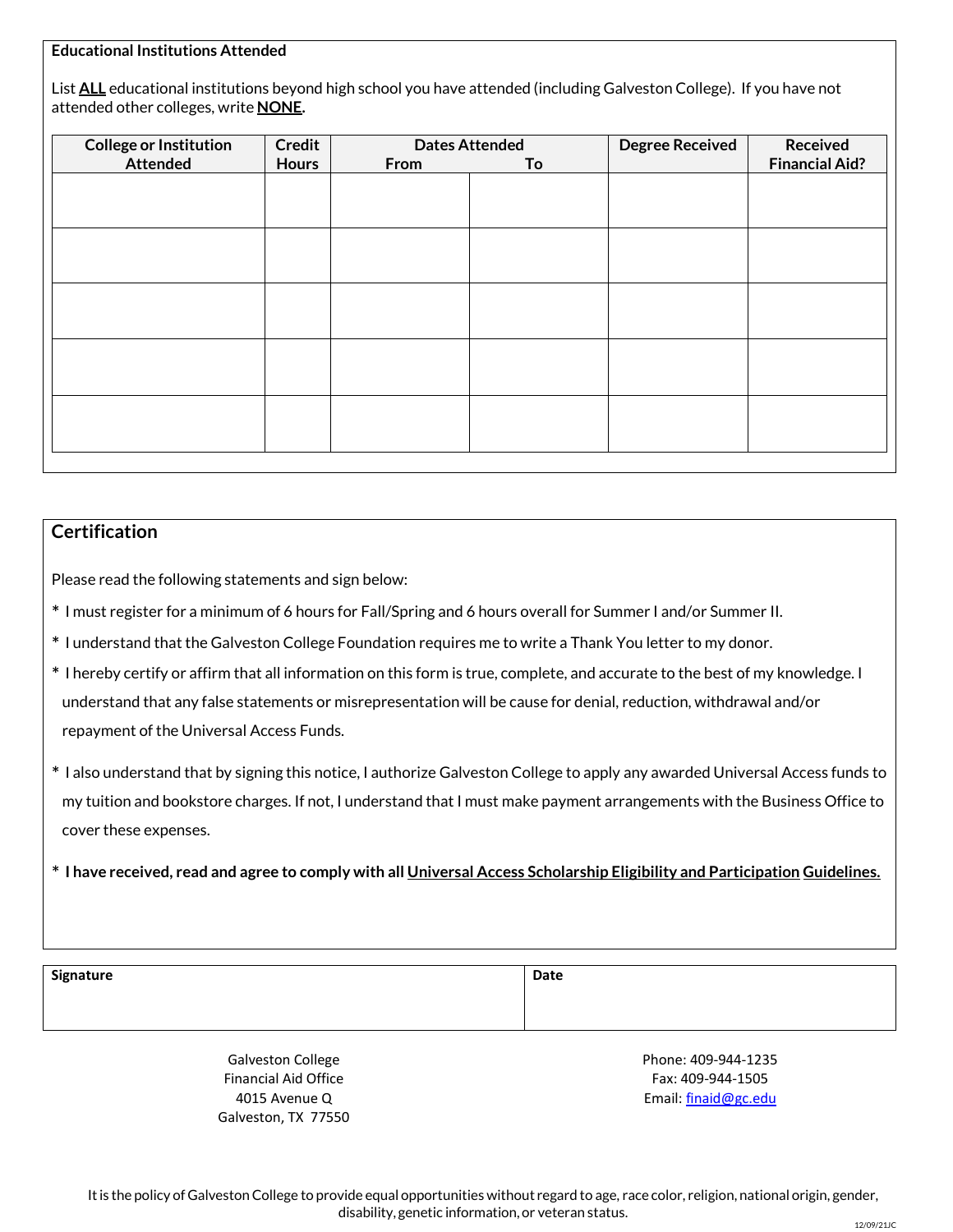**Educational Institutions Attended**

List **ALL** educational institutions beyond high school you have attended (including Galveston College). If you have not attended other colleges, write **NONE.**

| College or Institution Attended | Credit Hours | Dates Attended | | Degree Received | Received Financial Aid? |
|---|---|---|---|---|---|
| | | From | To | | |
| | | | | | |
| | | | | | |
| | | | | | |
| | | | | | |
| | | | | | |

## Certification

Please read the following statements and sign below:

* I must register for a minimum of 6 hours for Fall/Spring and 6 hours overall for Summer I and/or Summer II.
* I understand that the Galveston College Foundation requires me to write a Thank You letter to my donor.
* I hereby certify or affirm that all information on this form is true, complete, and accurate to the best of my knowledge. I understand that any false statements or misrepresentation will be cause for denial, reduction, withdrawal and/or repayment of the Universal Access Funds.
* I also understand that by signing this notice, I authorize Galveston College to apply any awarded Universal Access funds to my tuition and bookstore charges. If not, I understand that I must make payment arrangements with the Business Office to cover these expenses.
* **I have received, read and agree to comply with all Universal Access Scholarship Eligibility and Participation Guidelines.**

| **Signature** | **Date** |
|---|---|
| | |

Galveston College
Financial Aid Office
4015 Avenue Q
Galveston, TX 77550

Phone: 409-944-1235
Fax: 409-944-1505
Email: finaid@gc.edu

It is the policy of Galveston College to provide equal opportunities without regard to age, race color, religion, national origin, gender, disability, genetic information, or veteran status.

12/09/21JC